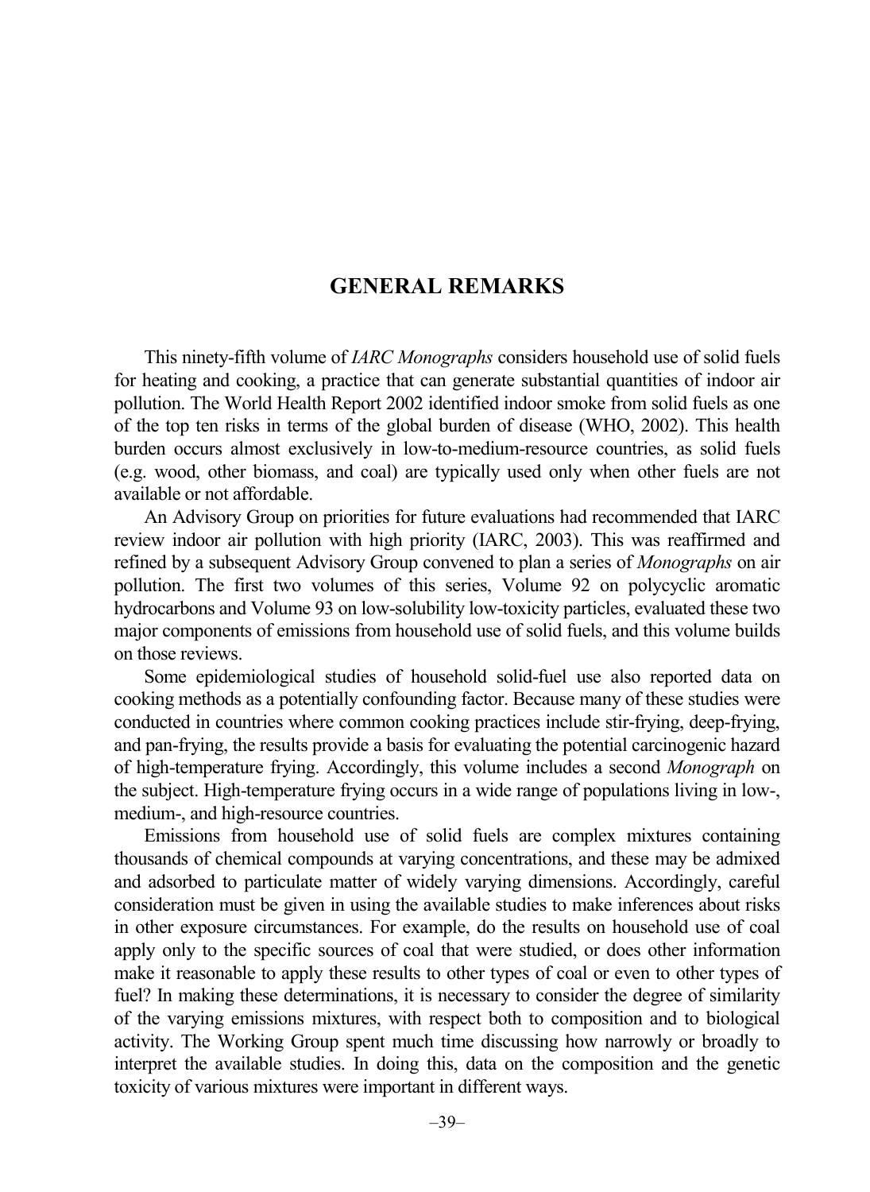# GENERAL REMARKS

This ninety-fifth volume of *IARC Monographs* considers household use of solid fuels for heating and cooking, a practice that can generate substantial quantities of indoor air pollution. The World Health Report 2002 identified indoor smoke from solid fuels as one of the top ten risks in terms of the global burden of disease (WHO, 2002). This health burden occurs almost exclusively in low-to-medium-resource countries, as solid fuels (e.g. wood, other biomass, and coal) are typically used only when other fuels are not available or not affordable.

An Advisory Group on priorities for future evaluations had recommended that IARC review indoor air pollution with high priority (IARC, 2003). This was reaffirmed and refined by a subsequent Advisory Group convened to plan a series of *Monographs* on air pollution. The first two volumes of this series, Volume 92 on polycyclic aromatic hydrocarbons and Volume 93 on low-solubility low-toxicity particles, evaluated these two major components of emissions from household use of solid fuels, and this volume builds on those reviews.

Some epidemiological studies of household solid-fuel use also reported data on cooking methods as a potentially confounding factor. Because many of these studies were conducted in countries where common cooking practices include stir-frying, deep-frying, and pan-frying, the results provide a basis for evaluating the potential carcinogenic hazard of high-temperature frying. Accordingly, this volume includes a second *Monograph* on the subject. High-temperature frying occurs in a wide range of populations living in low-, medium-, and high-resource countries.

Emissions from household use of solid fuels are complex mixtures containing thousands of chemical compounds at varying concentrations, and these may be admixed and adsorbed to particulate matter of widely varying dimensions. Accordingly, careful consideration must be given in using the available studies to make inferences about risks in other exposure circumstances. For example, do the results on household use of coal apply only to the specific sources of coal that were studied, or does other information make it reasonable to apply these results to other types of coal or even to other types of fuel? In making these determinations, it is necessary to consider the degree of similarity of the varying emissions mixtures, with respect both to composition and to biological activity. The Working Group spent much time discussing how narrowly or broadly to interpret the available studies. In doing this, data on the composition and the genetic toxicity of various mixtures were important in different ways.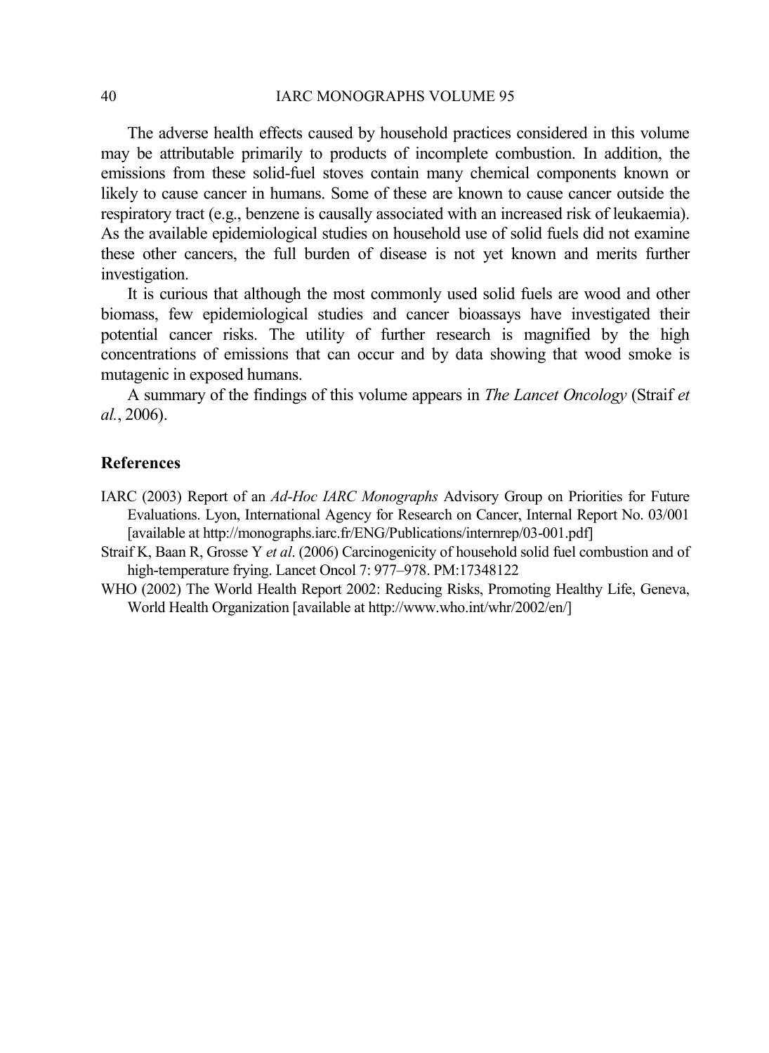The adverse health effects caused by household practices considered in this volume may be attributable primarily to products of incomplete combustion. In addition, the emissions from these solid-fuel stoves contain many chemical components known or likely to cause cancer in humans. Some of these are known to cause cancer outside the respiratory tract (e.g., benzene is causally associated with an increased risk of leukaemia). As the available epidemiological studies on household use of solid fuels did not examine these other cancers, the full burden of disease is not yet known and merits further investigation.

It is curious that although the most commonly used solid fuels are wood and other biomass, few epidemiological studies and cancer bioassays have investigated their potential cancer risks. The utility of further research is magnified by the high concentrations of emissions that can occur and by data showing that wood smoke is mutagenic in exposed humans.

A summary of the findings of this volume appears in *The Lancet Oncology* (Straif *et al.*, 2006).

## References

IARC (2003) Report of an *Ad-Hoc IARC Monographs* Advisory Group on Priorities for Future Evaluations. Lyon, International Agency for Research on Cancer, Internal Report No. 03/001 [available at http://monographs.iarc.fr/ENG/Publications/internrep/03-001.pdf]

Straif K, Baan R, Grosse Y *et al*. (2006) Carcinogenicity of household solid fuel combustion and of high-temperature frying. Lancet Oncol 7: 977–978. PM:17348122

WHO (2002) The World Health Report 2002: Reducing Risks, Promoting Healthy Life, Geneva, World Health Organization [available at http://www.who.int/whr/2002/en/]